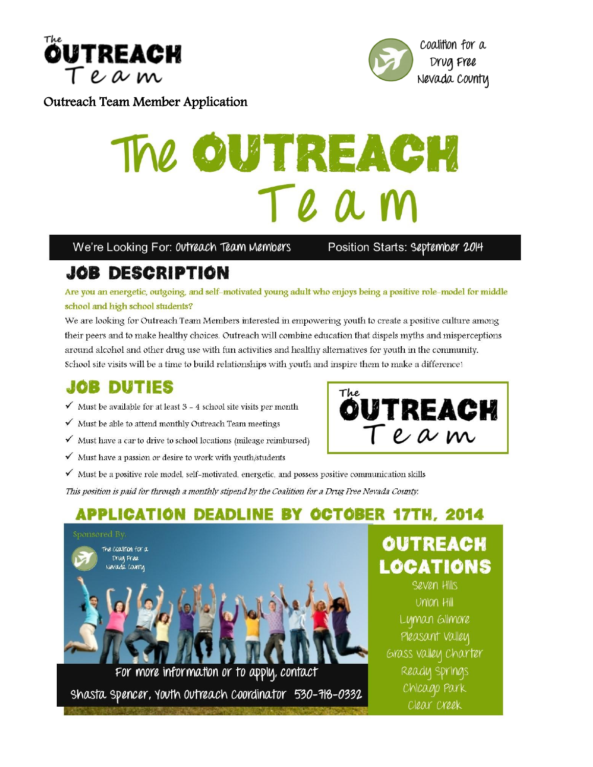The OUTREACH Team

Coalition for a Drug Free Nevada County

Outreach Team Member Application

# The OUTREACH Team

We're Looking For: Outreach Team Members

Position Starts: September 2014

## JOB DESCRIPTION

**Are you an energetic, outgoing, and self-motivated young adult who enjoys being a positive role-model for middle school and high school students?**

We are looking for Outreach Team Members interested in empowering youth to create a positive culture among their peers and to make healthy choices. Outreach will combine education that dispels myths and misperceptions around alcohol and other drug use with fun activities and healthy alternatives for youth in the community. School site visits will be a time to build relationships with youth and inspire them to make a difference!

## JOB DUTIES

- ✓ Must be available for at least 3 - 4 school site visits per month
- ✓ Must be able to attend monthly Outreach Team meetings
- ✓ Must have a car to drive to school locations (mileage reimbursed)
- ✓ Must have a passion or desire to work with youth/students
- ✓ Must be a positive role model, self-motivated, energetic, and possess positive communication skills

*This position is paid for through a monthly stipend by the Coalition for a Drug Free Nevada County.*

## APPLICATION DEADLINE BY OCTOBER 17TH, 2014

Sponsored By: The Coalition for a Drug Free Nevada County

For more information or to apply, contact
Shasta Spencer, Youth Outreach Coordinator 530-718-0332

## OUTREACH LOCATIONS

- Seven Hills
- Union Hill
- Lyman Gilmore
- Pleasant Valley
- Grass Valley Charter
- Ready Springs
- Chicago Park
- Clear Creek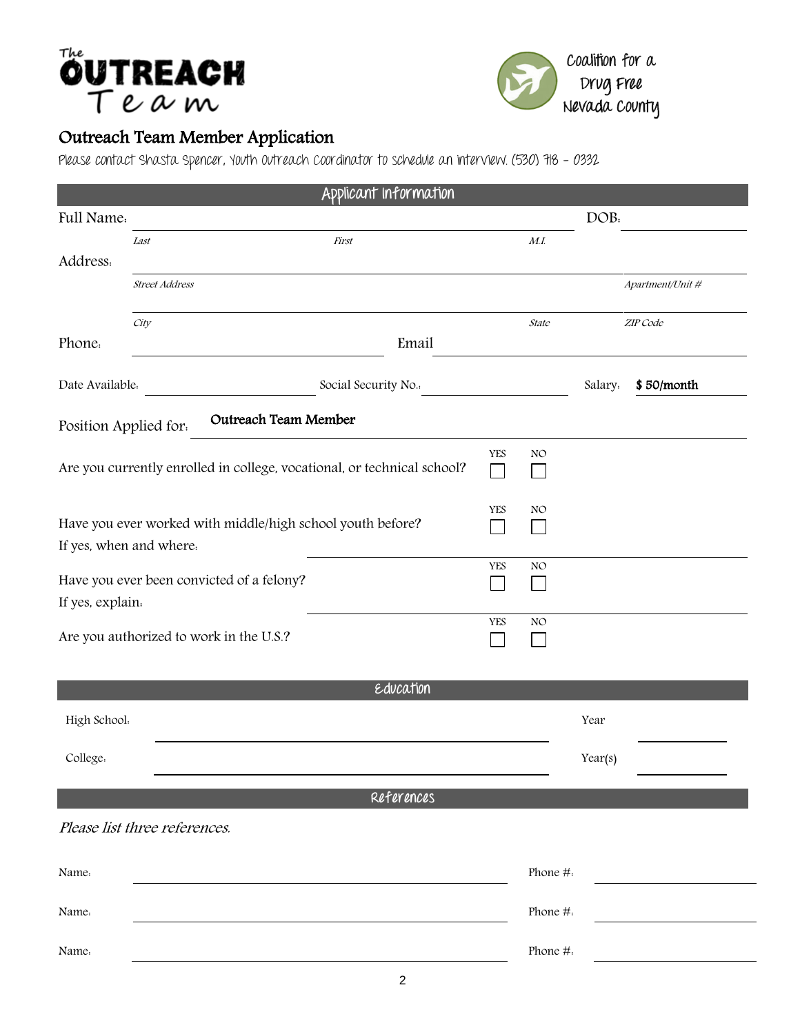**The OUTREACH Team**

**Coalition for a Drug Free Nevada County**

## Outreach Team Member Application

Please contact Shasta Spencer, Youth Outreach Coordinator to schedule an interview. (530) 718 – 0332

### Applicant Information

Full Name: ______________________________ DOB: __________
*Last* *First* *M.I.*

Address: ______________________________________________
*Street Address* *Apartment/Unit #*

______________________________________________
*City* *State* *ZIP Code*

Phone: ____________________ Email ____________________

Date Available: ____________ Social Security No.: ____________ Salary: **$ 50/month**

Position Applied for: **Outreach Team Member**

Are you currently enrolled in college, vocational, or technical school? YES ☐ NO ☐

Have you ever worked with middle/high school youth before? YES ☐ NO ☐
If yes, when and where: ______________________________

Have you ever been convicted of a felony? YES ☐ NO ☐
If yes, explain: ______________________________

Are you authorized to work in the U.S.? YES ☐ NO ☐

### Education

High School: ______________________________ Year __________

College: ______________________________ Year(s) __________

### References

*Please list three references.*

Name: ______________________________ Phone #: __________

Name: ______________________________ Phone #: __________

Name: ______________________________ Phone #: __________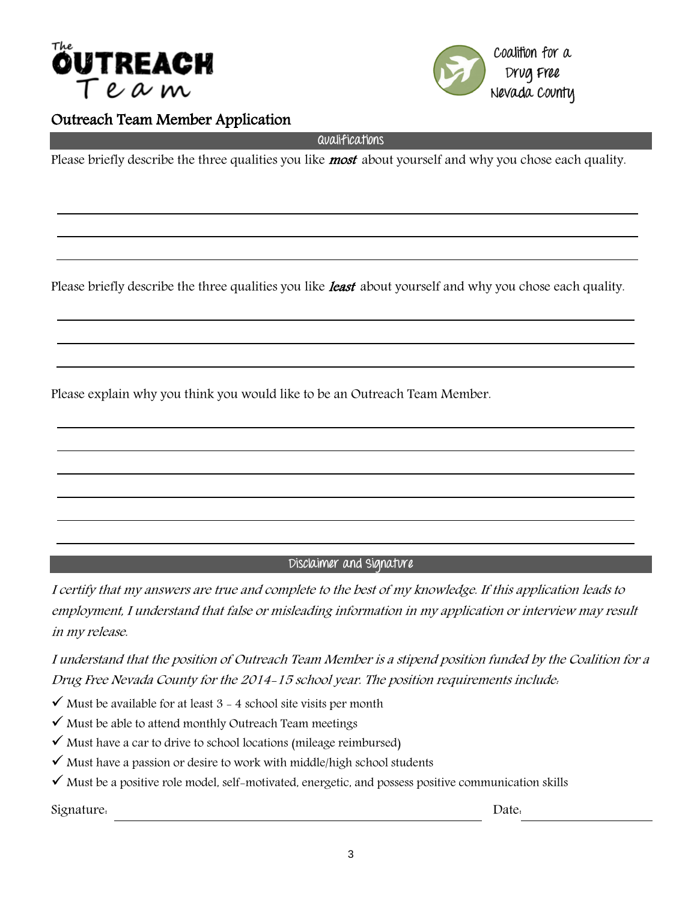The OUTREACH Team

Coalition for a Drug Free Nevada County

## Outreach Team Member Application

### Qualifications

Please briefly describe the three qualities you like ***most*** about yourself and why you chose each quality.

Please briefly describe the three qualities you like ***least*** about yourself and why you chose each quality.

Please explain why you think you would like to be an Outreach Team Member.

### Disclaimer and Signature

*I certify that my answers are true and complete to the best of my knowledge. If this application leads to employment, I understand that false or misleading information in my application or interview may result in my release.*

*I understand that the position of Outreach Team Member is a stipend position funded by the Coalition for a Drug Free Nevada County for the 2014-15 school year. The position requirements include:*

- ✓ Must be available for at least 3 - 4 school site visits per month
- ✓ Must be able to attend monthly Outreach Team meetings
- ✓ Must have a car to drive to school locations (mileage reimbursed)
- ✓ Must have a passion or desire to work with middle/high school students
- ✓ Must be a positive role model, self-motivated, energetic, and possess positive communication skills

Signature: \_\_\_\_\_\_\_\_\_\_\_\_\_\_\_\_\_\_\_\_ Date: \_\_\_\_\_\_\_\_\_\_